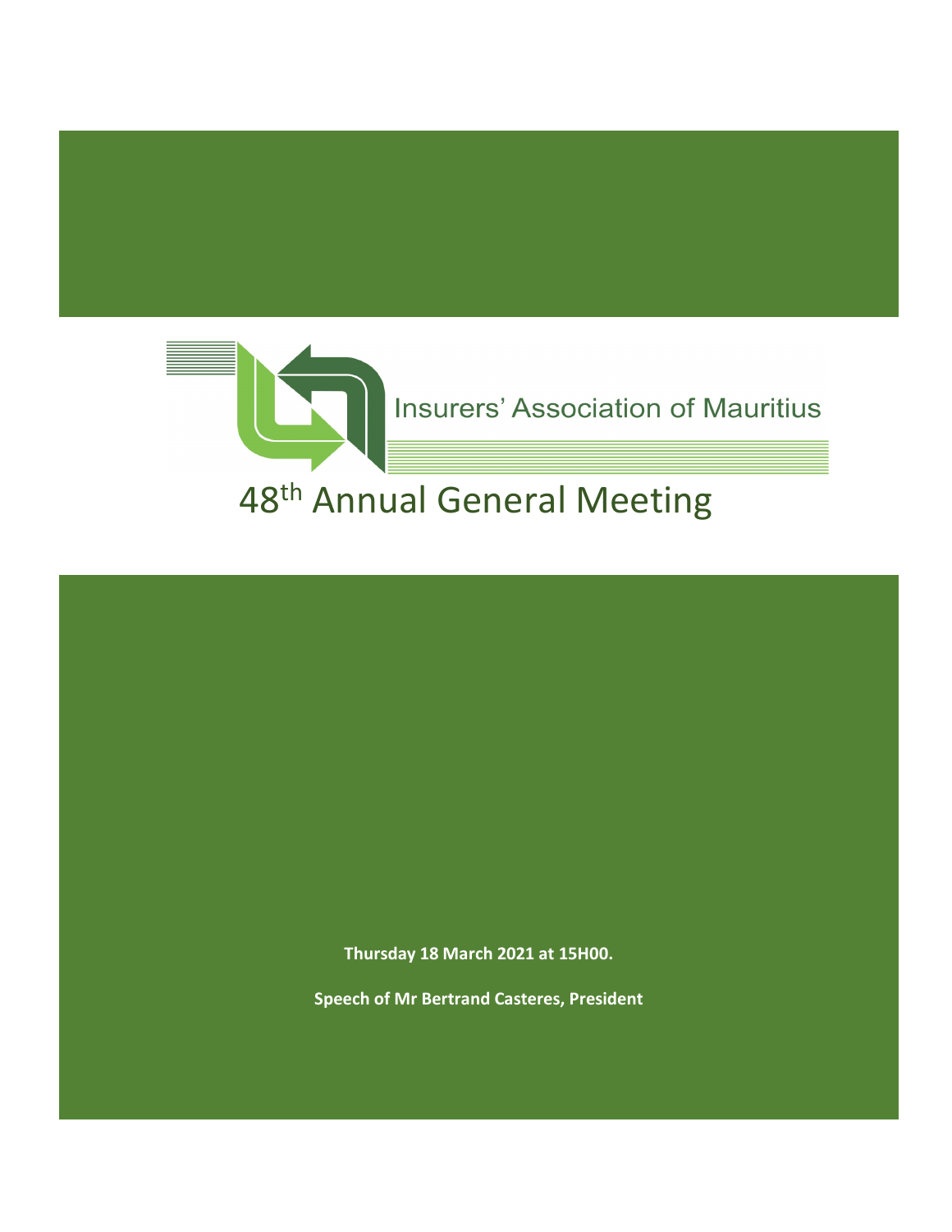Insurers' Association of Mauritius

# 48th Annual General Meeting

**Thursday 18 March 2021 at 15H00.**

**Speech of Mr Bertrand Casteres, President**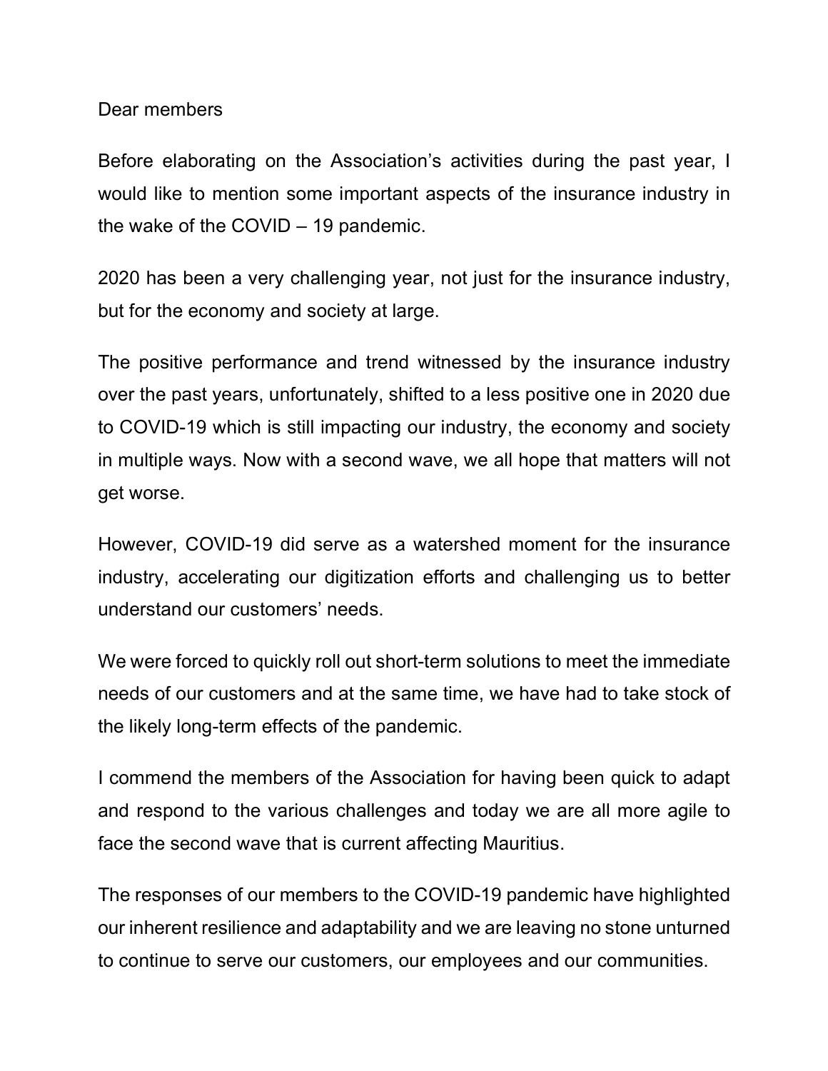Dear members

Before elaborating on the Association's activities during the past year, I would like to mention some important aspects of the insurance industry in the wake of the COVID – 19 pandemic.

2020 has been a very challenging year, not just for the insurance industry, but for the economy and society at large.

The positive performance and trend witnessed by the insurance industry over the past years, unfortunately, shifted to a less positive one in 2020 due to COVID-19 which is still impacting our industry, the economy and society in multiple ways. Now with a second wave, we all hope that matters will not get worse.

However, COVID-19 did serve as a watershed moment for the insurance industry, accelerating our digitization efforts and challenging us to better understand our customers' needs.

We were forced to quickly roll out short-term solutions to meet the immediate needs of our customers and at the same time, we have had to take stock of the likely long-term effects of the pandemic.

I commend the members of the Association for having been quick to adapt and respond to the various challenges and today we are all more agile to face the second wave that is current affecting Mauritius.

The responses of our members to the COVID-19 pandemic have highlighted our inherent resilience and adaptability and we are leaving no stone unturned to continue to serve our customers, our employees and our communities.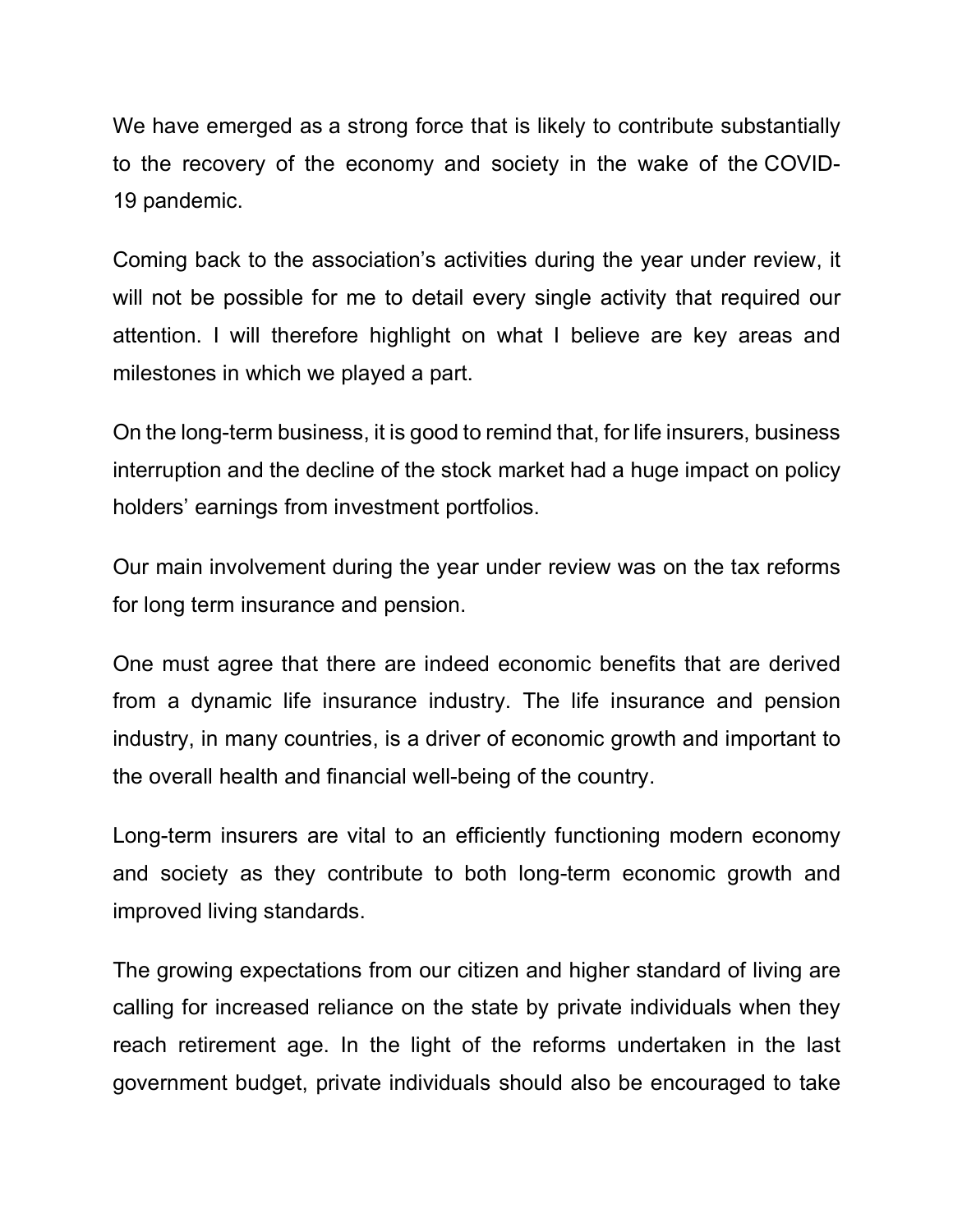We have emerged as a strong force that is likely to contribute substantially to the recovery of the economy and society in the wake of the COVID-19 pandemic.

Coming back to the association's activities during the year under review, it will not be possible for me to detail every single activity that required our attention. I will therefore highlight on what I believe are key areas and milestones in which we played a part.

On the long-term business, it is good to remind that, for life insurers, business interruption and the decline of the stock market had a huge impact on policy holders' earnings from investment portfolios.

Our main involvement during the year under review was on the tax reforms for long term insurance and pension.

One must agree that there are indeed economic benefits that are derived from a dynamic life insurance industry. The life insurance and pension industry, in many countries, is a driver of economic growth and important to the overall health and financial well-being of the country.

Long-term insurers are vital to an efficiently functioning modern economy and society as they contribute to both long-term economic growth and improved living standards.

The growing expectations from our citizen and higher standard of living are calling for increased reliance on the state by private individuals when they reach retirement age. In the light of the reforms undertaken in the last government budget, private individuals should also be encouraged to take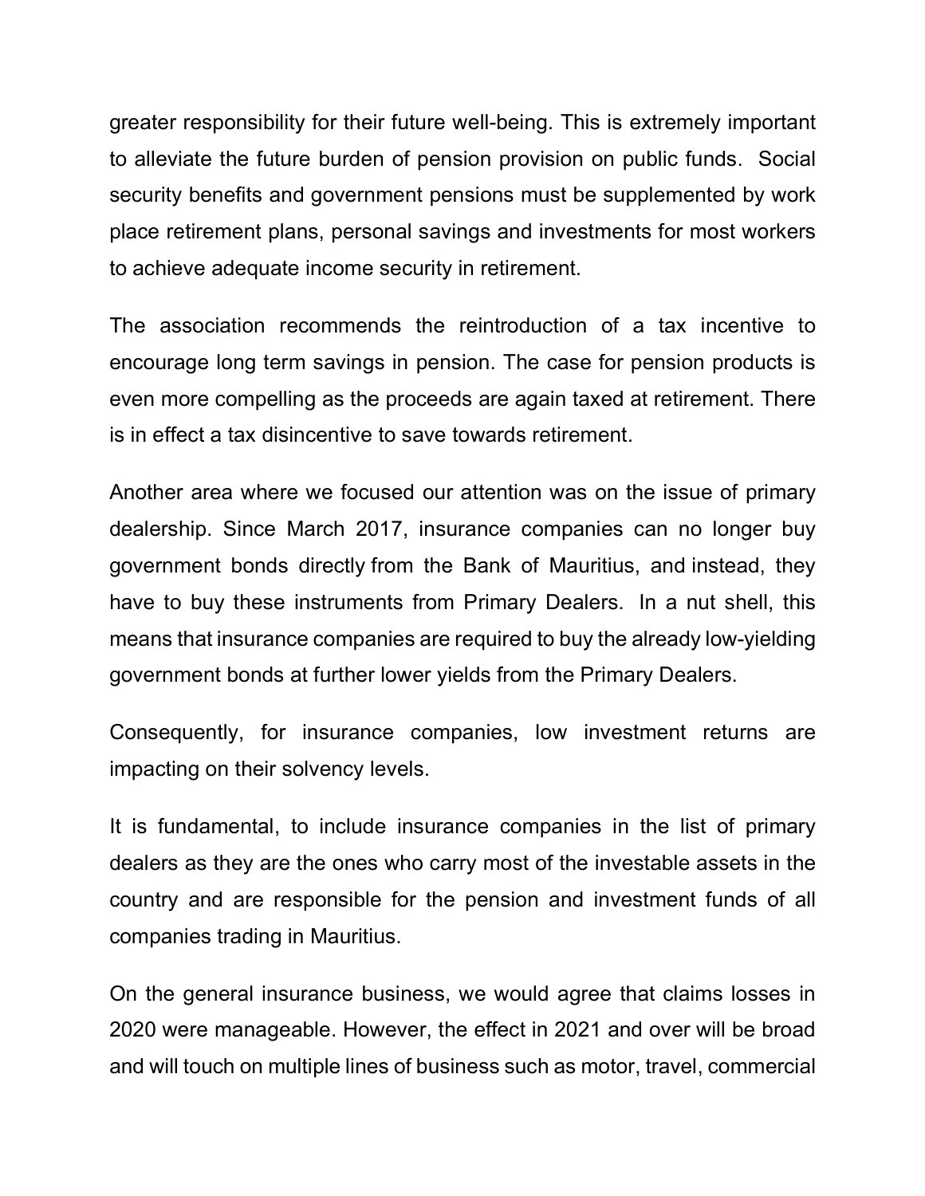greater responsibility for their future well-being. This is extremely important to alleviate the future burden of pension provision on public funds. Social security benefits and government pensions must be supplemented by work place retirement plans, personal savings and investments for most workers to achieve adequate income security in retirement.

The association recommends the reintroduction of a tax incentive to encourage long term savings in pension. The case for pension products is even more compelling as the proceeds are again taxed at retirement. There is in effect a tax disincentive to save towards retirement.

Another area where we focused our attention was on the issue of primary dealership. Since March 2017, insurance companies can no longer buy government bonds directly from the Bank of Mauritius, and instead, they have to buy these instruments from Primary Dealers. In a nut shell, this means that insurance companies are required to buy the already low-yielding government bonds at further lower yields from the Primary Dealers.

Consequently, for insurance companies, low investment returns are impacting on their solvency levels.

It is fundamental, to include insurance companies in the list of primary dealers as they are the ones who carry most of the investable assets in the country and are responsible for the pension and investment funds of all companies trading in Mauritius.

On the general insurance business, we would agree that claims losses in 2020 were manageable. However, the effect in 2021 and over will be broad and will touch on multiple lines of business such as motor, travel, commercial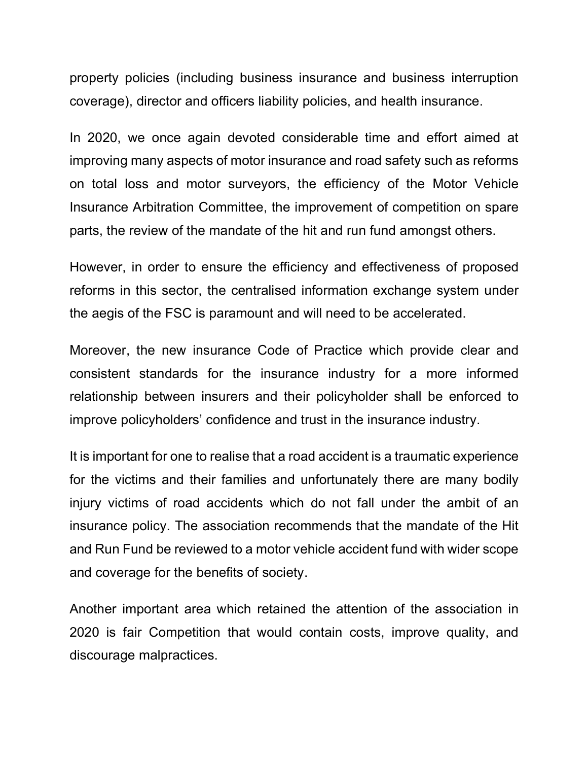property policies (including business insurance and business interruption coverage), director and officers liability policies, and health insurance.

In 2020, we once again devoted considerable time and effort aimed at improving many aspects of motor insurance and road safety such as reforms on total loss and motor surveyors, the efficiency of the Motor Vehicle Insurance Arbitration Committee, the improvement of competition on spare parts, the review of the mandate of the hit and run fund amongst others.

However, in order to ensure the efficiency and effectiveness of proposed reforms in this sector, the centralised information exchange system under the aegis of the FSC is paramount and will need to be accelerated.

Moreover, the new insurance Code of Practice which provide clear and consistent standards for the insurance industry for a more informed relationship between insurers and their policyholder shall be enforced to improve policyholders' confidence and trust in the insurance industry.

It is important for one to realise that a road accident is a traumatic experience for the victims and their families and unfortunately there are many bodily injury victims of road accidents which do not fall under the ambit of an insurance policy. The association recommends that the mandate of the Hit and Run Fund be reviewed to a motor vehicle accident fund with wider scope and coverage for the benefits of society.

Another important area which retained the attention of the association in 2020 is fair Competition that would contain costs, improve quality, and discourage malpractices.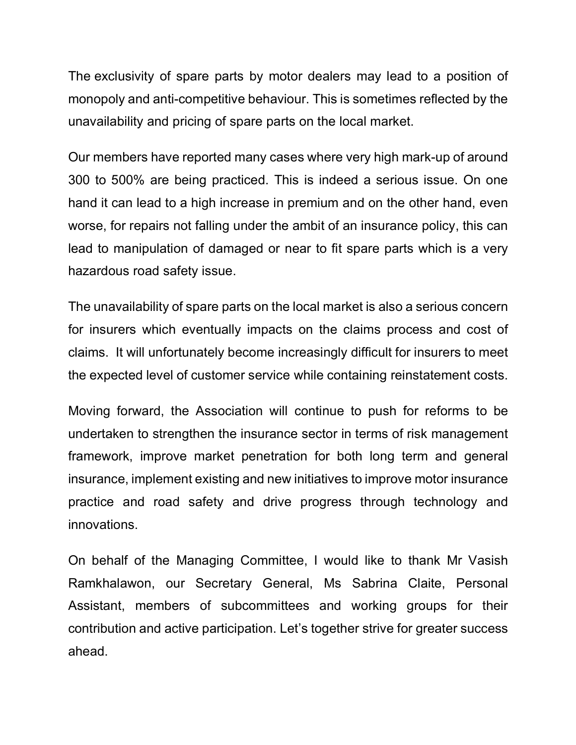The exclusivity of spare parts by motor dealers may lead to a position of monopoly and anti-competitive behaviour. This is sometimes reflected by the unavailability and pricing of spare parts on the local market.

Our members have reported many cases where very high mark-up of around 300 to 500% are being practiced. This is indeed a serious issue. On one hand it can lead to a high increase in premium and on the other hand, even worse, for repairs not falling under the ambit of an insurance policy, this can lead to manipulation of damaged or near to fit spare parts which is a very hazardous road safety issue.

The unavailability of spare parts on the local market is also a serious concern for insurers which eventually impacts on the claims process and cost of claims. It will unfortunately become increasingly difficult for insurers to meet the expected level of customer service while containing reinstatement costs.

Moving forward, the Association will continue to push for reforms to be undertaken to strengthen the insurance sector in terms of risk management framework, improve market penetration for both long term and general insurance, implement existing and new initiatives to improve motor insurance practice and road safety and drive progress through technology and innovations.

On behalf of the Managing Committee, I would like to thank Mr Vasish Ramkhalawon, our Secretary General, Ms Sabrina Claite, Personal Assistant, members of subcommittees and working groups for their contribution and active participation. Let's together strive for greater success ahead.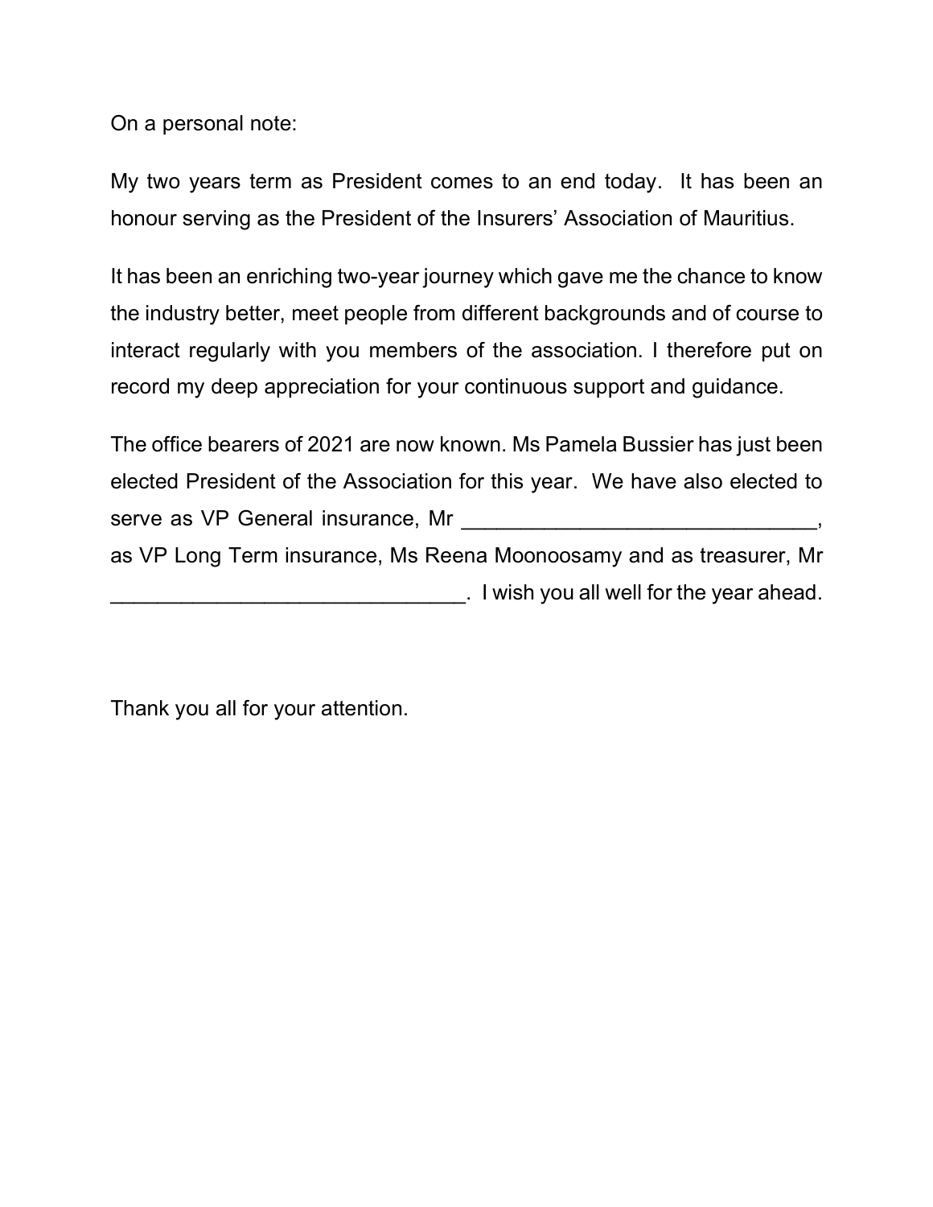On a personal note:

My two years term as President comes to an end today. It has been an honour serving as the President of the Insurers' Association of Mauritius.

It has been an enriching two-year journey which gave me the chance to know the industry better, meet people from different backgrounds and of course to interact regularly with you members of the association. I therefore put on record my deep appreciation for your continuous support and guidance.

The office bearers of 2021 are now known. Ms Pamela Bussier has just been elected President of the Association for this year. We have also elected to serve as VP General insurance, Mr ______________________________, as VP Long Term insurance, Ms Reena Moonoosamy and as treasurer, Mr ______________________________. I wish you all well for the year ahead.

Thank you all for your attention.